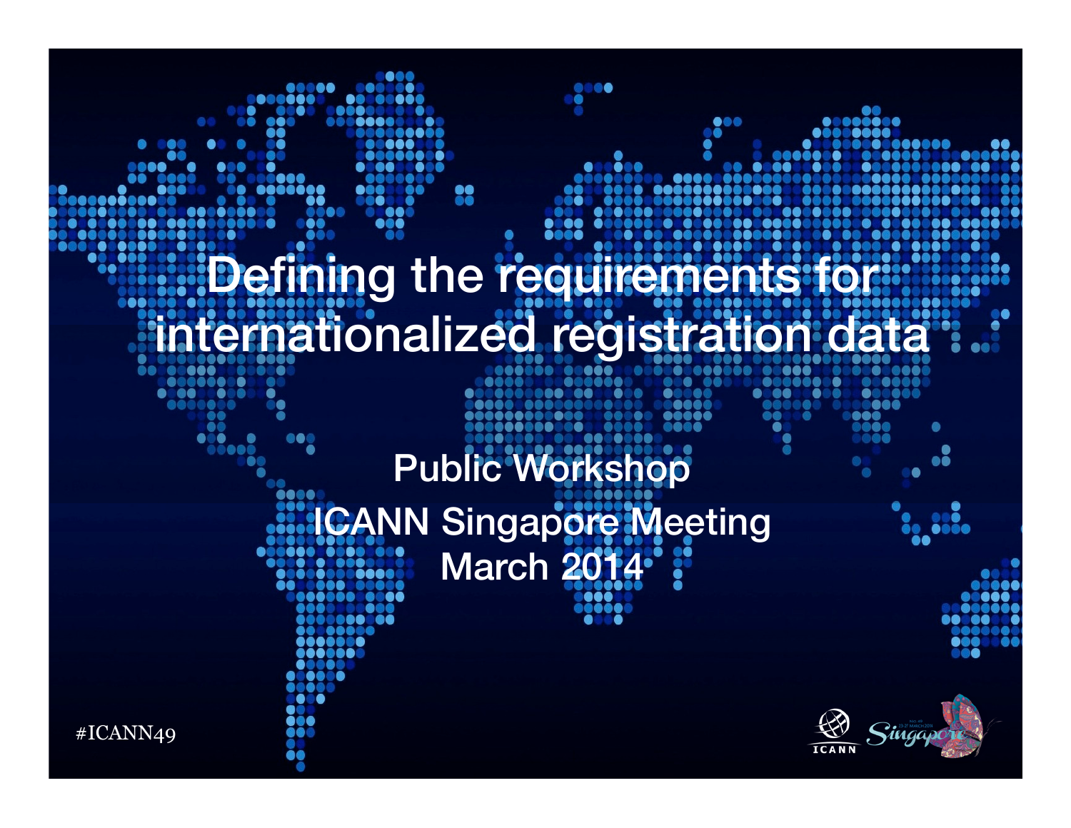# Defining the requirements for internationalized registration data

Public Workshop

ICANN Singapore Meeting

March 2014

#ICANN49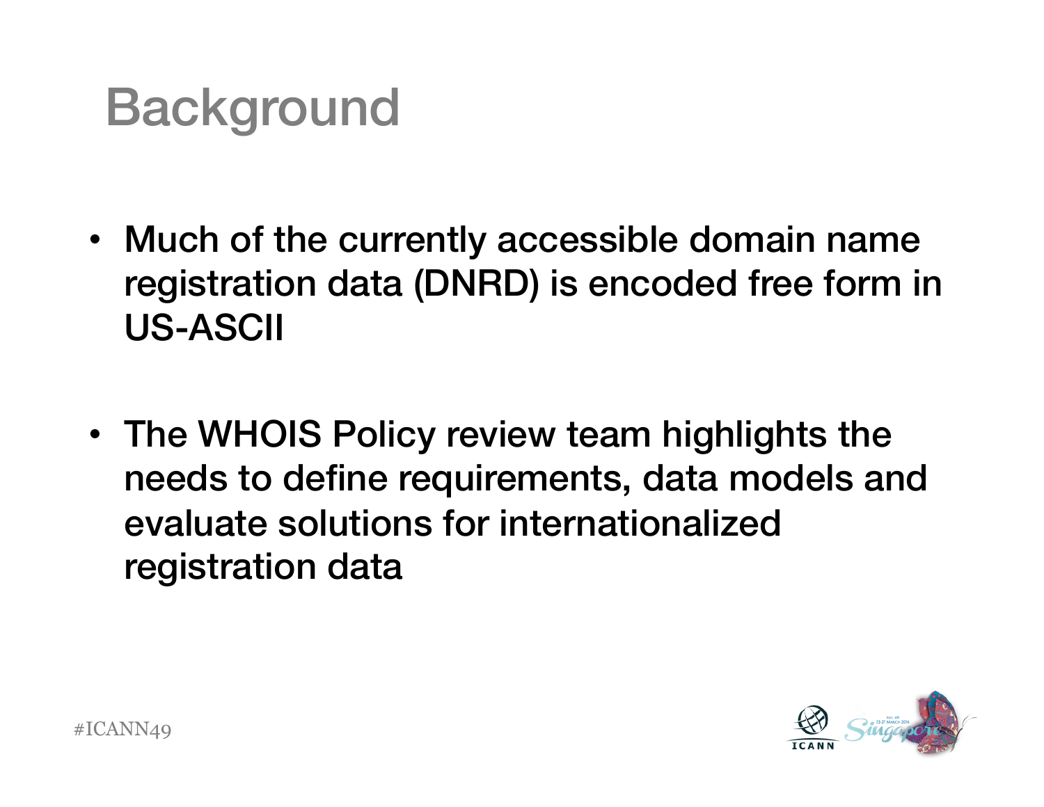# Background

- Much of the currently accessible domain name registration data (DNRD) is encoded free form in US-ASCII
- The WHOIS Policy review team highlights the needs to define requirements, data models and evaluate solutions for internationalized registration data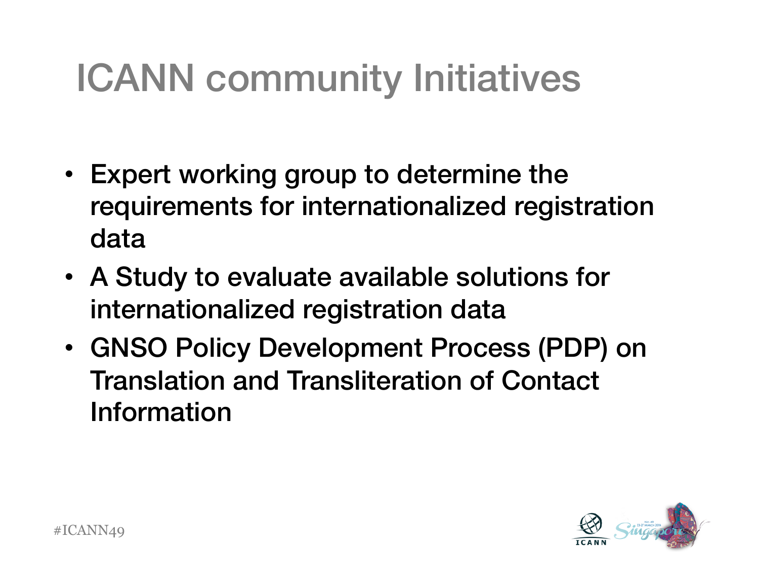# ICANN community Initiatives

- Expert working group to determine the requirements for internationalized registration data
- A Study to evaluate available solutions for internationalized registration data
- GNSO Policy Development Process (PDP) on Translation and Transliteration of Contact Information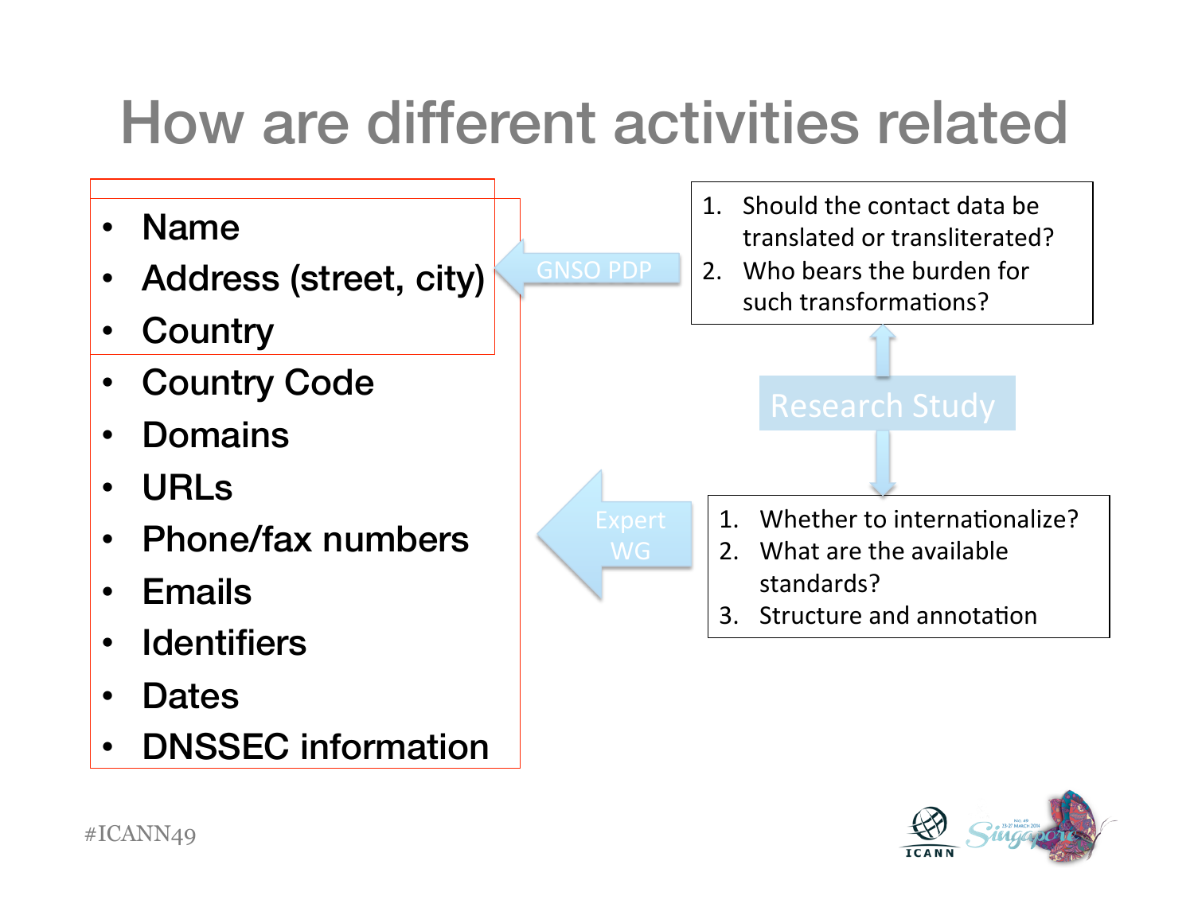# How are different activities related

- Name
- Address (street, city)
- Country
- Country Code
- Domains
- URLs
- Phone/fax numbers
- Emails
- Identifiers
- Dates
- DNSSEC information

GNSO PDP

1. Should the contact data be translated or transliterated?
2. Who bears the burden for such transformations?

Research Study

Expert WG

1. Whether to internationalize?
2. What are the available standards?
3. Structure and annotation

#ICANN49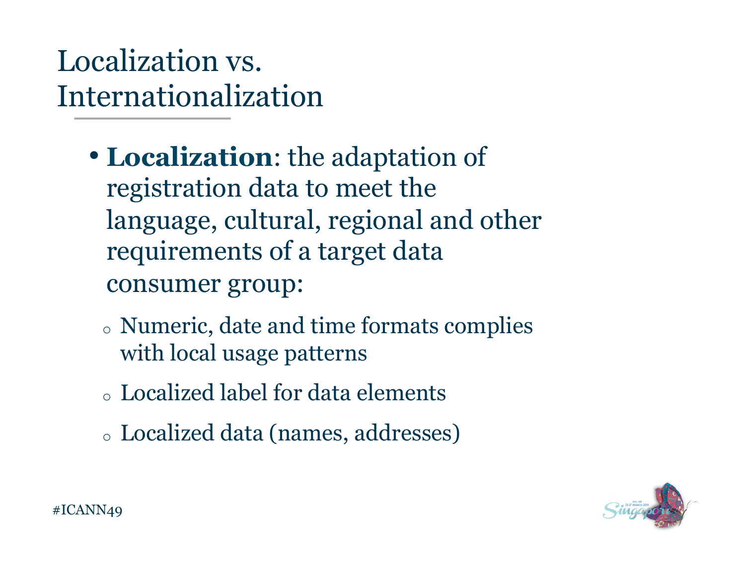# Localization vs. Internationalization

- **Localization**: the adaptation of registration data to meet the language, cultural, regional and other requirements of a target data consumer group:
  - Numeric, date and time formats complies with local usage patterns
  - Localized label for data elements
  - Localized data (names, addresses)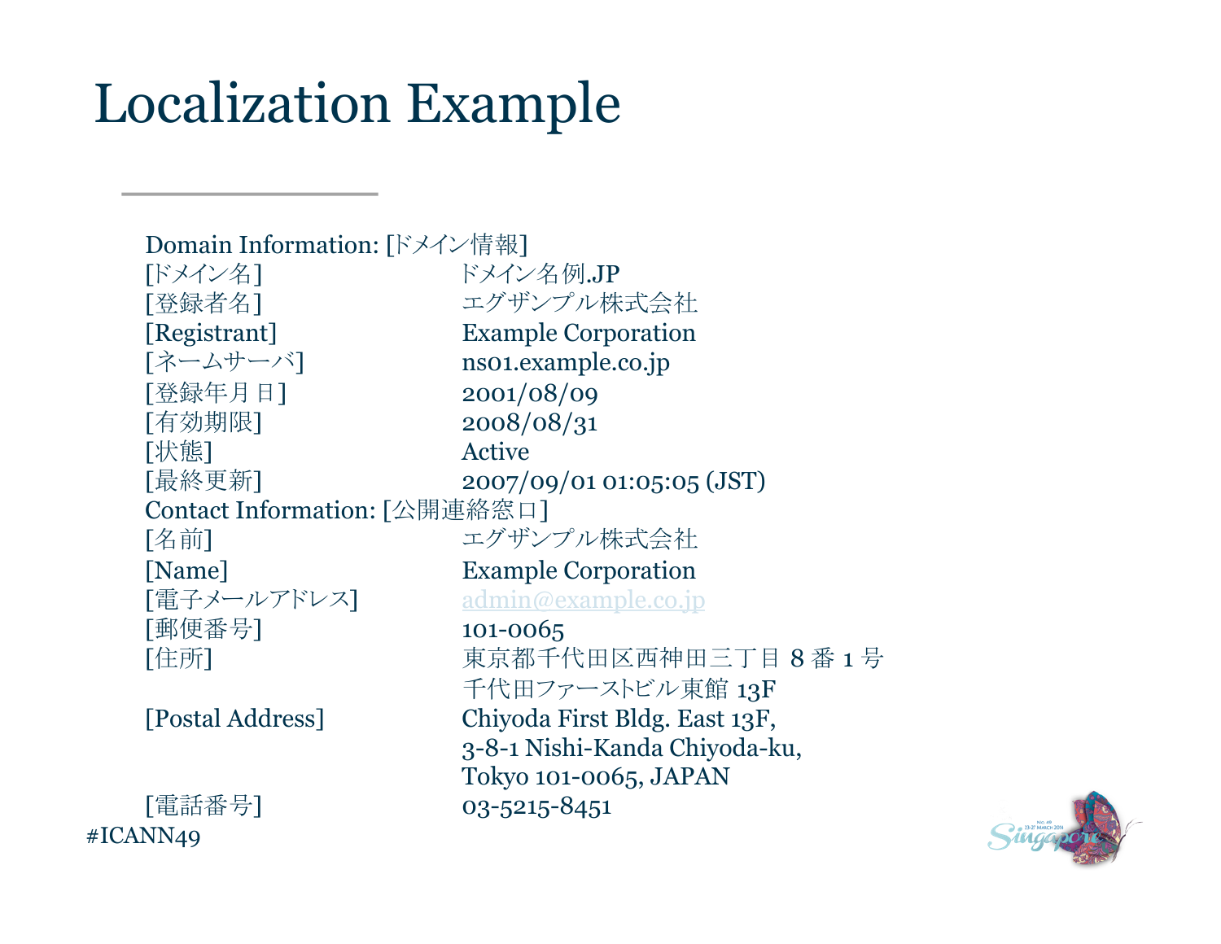# Localization Example

Domain Information: [ドメイン情報]

| | |
|---|---|
| [ドメイン名] | ドメイン名例.JP |
| [登録者名] | エグザンプル株式会社 |
| [Registrant] | Example Corporation |
| [ネームサーバ] | ns01.example.co.jp |
| [登録年月 日] | 2001/08/09 |
| [有効期限] | 2008/08/31 |
| [状態] | Active |
| [最終更新] | 2007/09/01 01:05:05 (JST) |

Contact Information: [公開連絡窓口]

| | |
|---|---|
| [名前] | エグザンプル株式会社 |
| [Name] | Example Corporation |
| [電子メールアドレス] | admin@example.co.jp |
| [郵便番号] | 101-0065 |
| [住所] | 東京都千代田区西神田三丁目 8 番 1 号<br>千代田ファーストビル東館 13F |
| [Postal Address] | Chiyoda First Bldg. East 13F,<br>3-8-1 Nishi-Kanda Chiyoda-ku,<br>Tokyo 101-0065, JAPAN |
| [電話番号] | 03-5215-8451 |

#ICANN49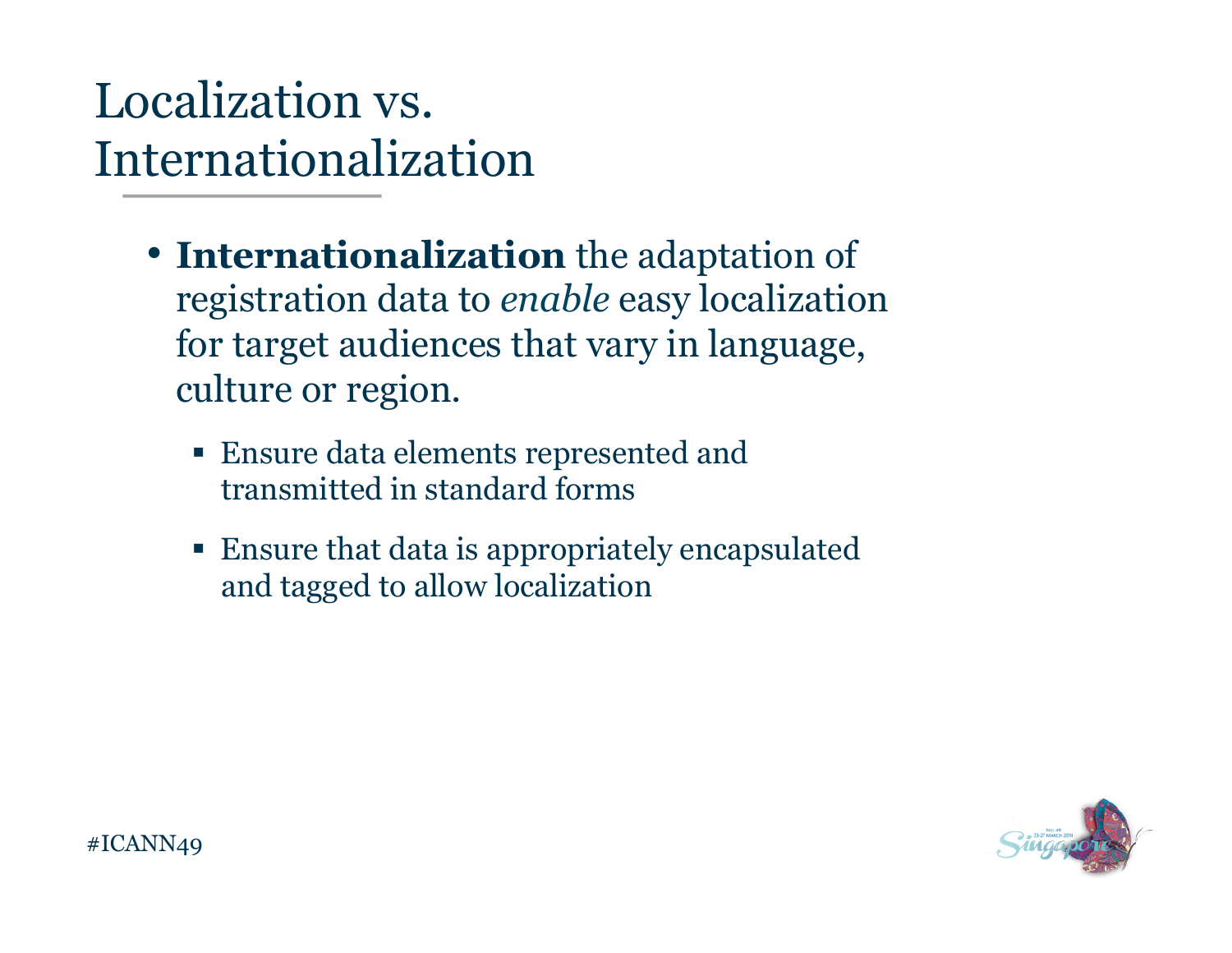# Localization vs. Internationalization

- **Internationalization** the adaptation of registration data to *enable* easy localization for target audiences that vary in language, culture or region.
  - Ensure data elements represented and transmitted in standard forms
  - Ensure that data is appropriately encapsulated and tagged to allow localization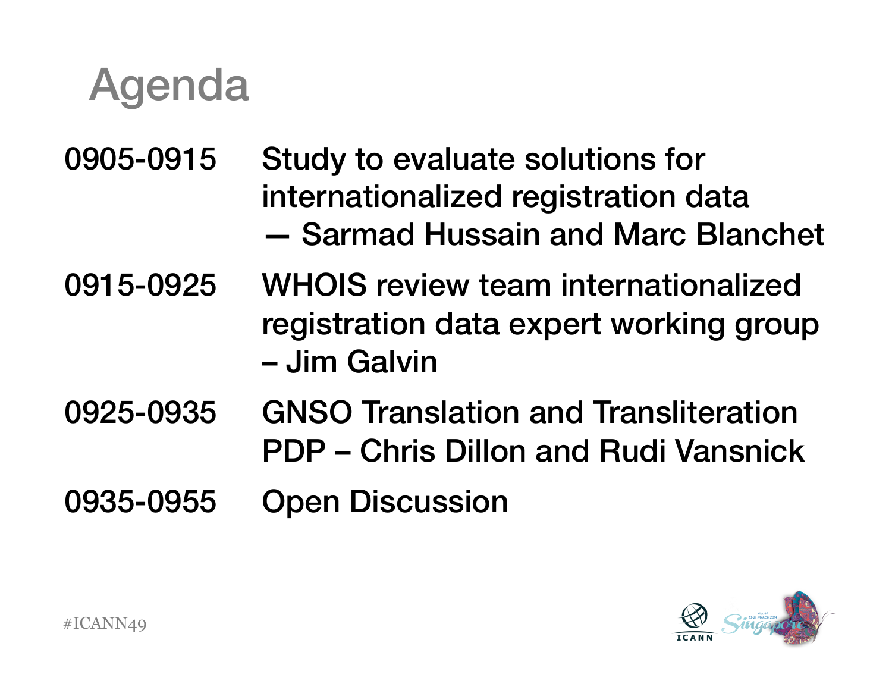# Agenda

| | |
|---|---|
| 0905-0915 | Study to evaluate solutions for internationalized registration data — Sarmad Hussain and Marc Blanchet |
| 0915-0925 | WHOIS review team internationalized registration data expert working group – Jim Galvin |
| 0925-0935 | GNSO Translation and Transliteration PDP – Chris Dillon and Rudi Vansnick |
| 0935-0955 | Open Discussion |

#ICANN49